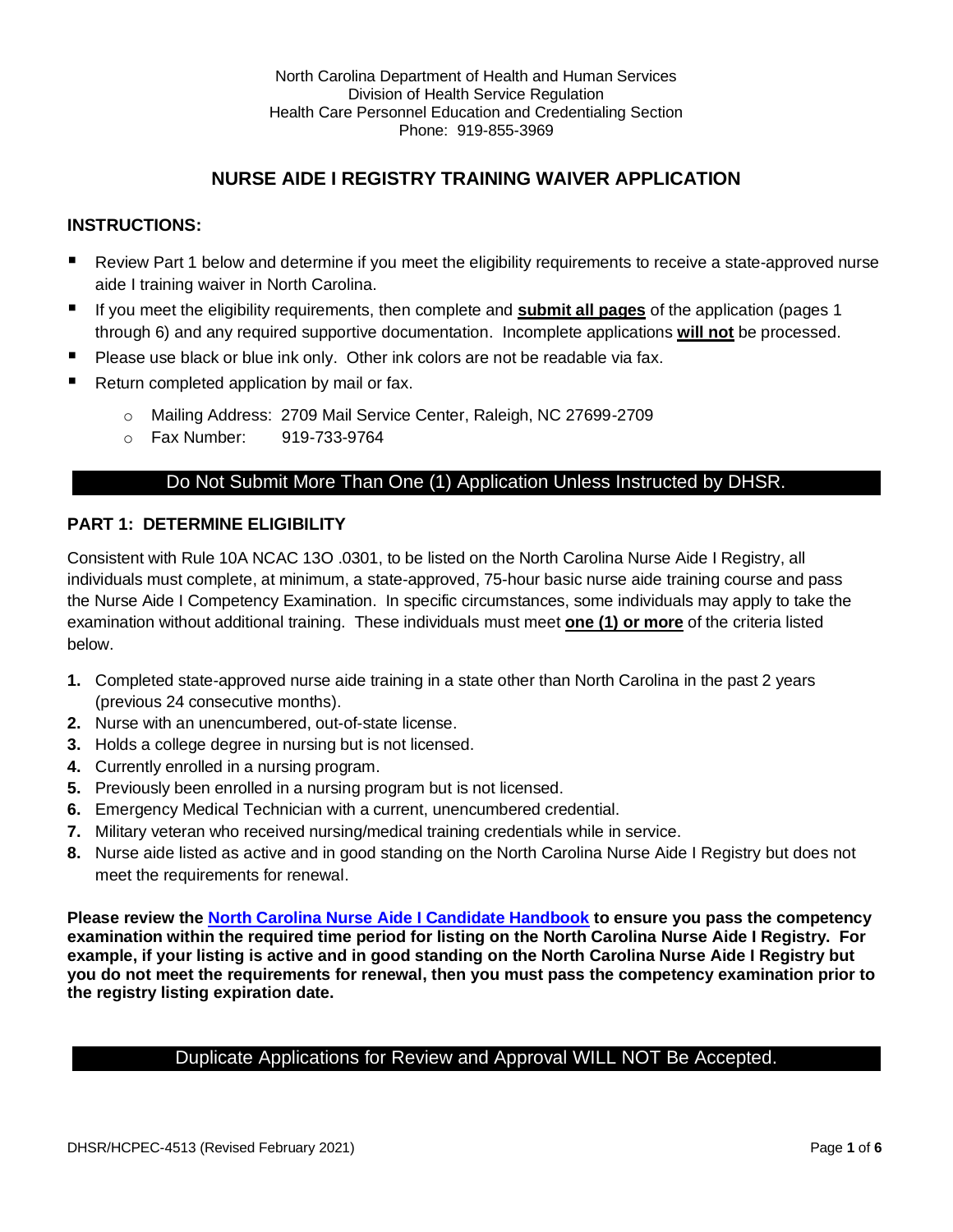North Carolina Department of Health and Human Services
Division of Health Service Regulation
Health Care Personnel Education and Credentialing Section
Phone: 919-855-3969

# NURSE AIDE I REGISTRY TRAINING WAIVER APPLICATION

## INSTRUCTIONS:

- Review Part 1 below and determine if you meet the eligibility requirements to receive a state-approved nurse aide I training waiver in North Carolina.
- If you meet the eligibility requirements, then complete and **submit all pages** of the application (pages 1 through 6) and any required supportive documentation. Incomplete applications **will not** be processed.
- Please use black or blue ink only. Other ink colors are not be readable via fax.
- Return completed application by mail or fax.
  - Mailing Address: 2709 Mail Service Center, Raleigh, NC 27699-2709
  - Fax Number: 919-733-9764

**Do Not Submit More Than One (1) Application Unless Instructed by DHSR.**

## PART 1: DETERMINE ELIGIBILITY

Consistent with Rule 10A NCAC 13O .0301, to be listed on the North Carolina Nurse Aide I Registry, all individuals must complete, at minimum, a state-approved, 75-hour basic nurse aide training course and pass the Nurse Aide I Competency Examination. In specific circumstances, some individuals may apply to take the examination without additional training. These individuals must meet **one (1) or more** of the criteria listed below.

1. Completed state-approved nurse aide training in a state other than North Carolina in the past 2 years (previous 24 consecutive months).
2. Nurse with an unencumbered, out-of-state license.
3. Holds a college degree in nursing but is not licensed.
4. Currently enrolled in a nursing program.
5. Previously been enrolled in a nursing program but is not licensed.
6. Emergency Medical Technician with a current, unencumbered credential.
7. Military veteran who received nursing/medical training credentials while in service.
8. Nurse aide listed as active and in good standing on the North Carolina Nurse Aide I Registry but does not meet the requirements for renewal.

**Please review the North Carolina Nurse Aide I Candidate Handbook to ensure you pass the competency examination within the required time period for listing on the North Carolina Nurse Aide I Registry. For example, if your listing is active and in good standing on the North Carolina Nurse Aide I Registry but you do not meet the requirements for renewal, then you must pass the competency examination prior to the registry listing expiration date.**

**Duplicate Applications for Review and Approval WILL NOT Be Accepted.**

DHSR/HCPEC-4513 (Revised February 2021)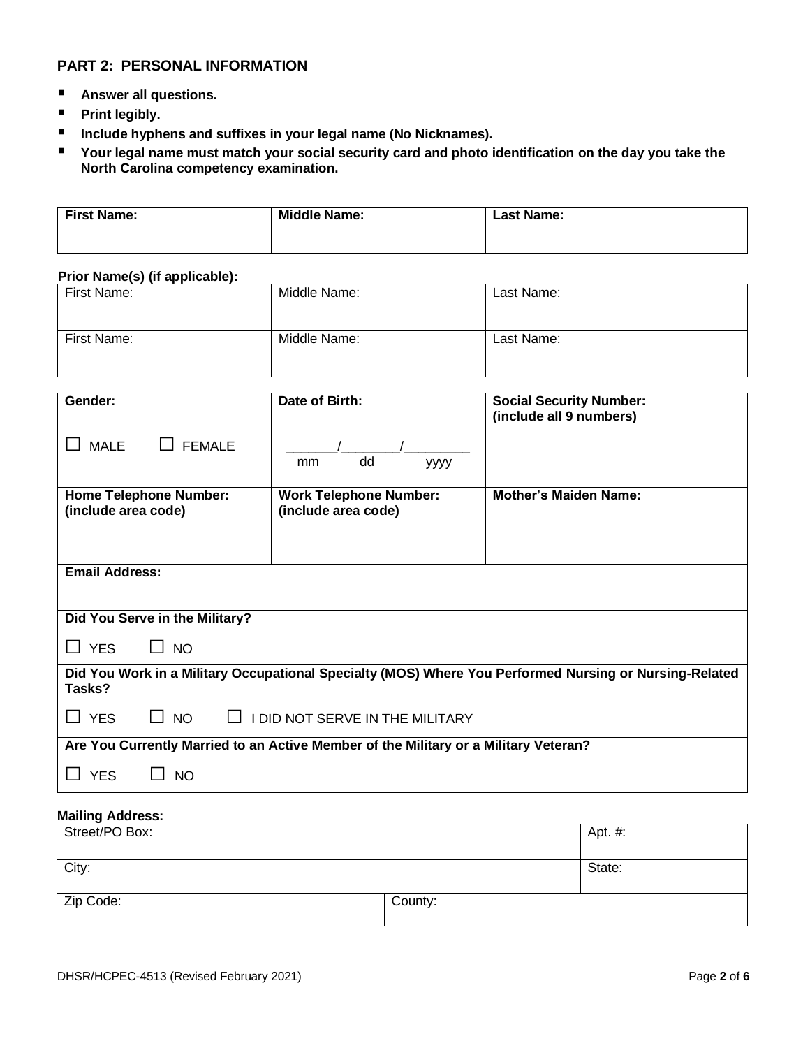## PART 2: PERSONAL INFORMATION

- **Answer all questions.**
- **Print legibly.**
- **Include hyphens and suffixes in your legal name (No Nicknames).**
- **Your legal name must match your social security card and photo identification on the day you take the North Carolina competency examination.**

| **First Name:** | **Middle Name:** | **Last Name:** |
|---|---|---|
| | | |

**Prior Name(s) (if applicable):**

| First Name: | Middle Name: | Last Name: |
|---|---|---|
| First Name: | Middle Name: | Last Name: |

| **Gender:** | **Date of Birth:** | **Social Security Number: (include all 9 numbers)** |
|---|---|---|
| ☐ MALE ☐ FEMALE | _______/_______/________ mm dd yyyy | |
| **Home Telephone Number: (include area code)** | **Work Telephone Number: (include area code)** | **Mother's Maiden Name:** |
| **Email Address:** | | |
| **Did You Serve in the Military?** ☐ YES ☐ NO | | |
| **Did You Work in a Military Occupational Specialty (MOS) Where You Performed Nursing or Nursing-Related Tasks?** ☐ YES ☐ NO ☐ I DID NOT SERVE IN THE MILITARY | | |
| **Are You Currently Married to an Active Member of the Military or a Military Veteran?** ☐ YES ☐ NO | | |

**Mailing Address:**

| Street/PO Box: | | Apt. #: |
|---|---|---|
| City: | | State: |
| Zip Code: | County: | |

DHSR/HCPEC-4513 (Revised February 2021)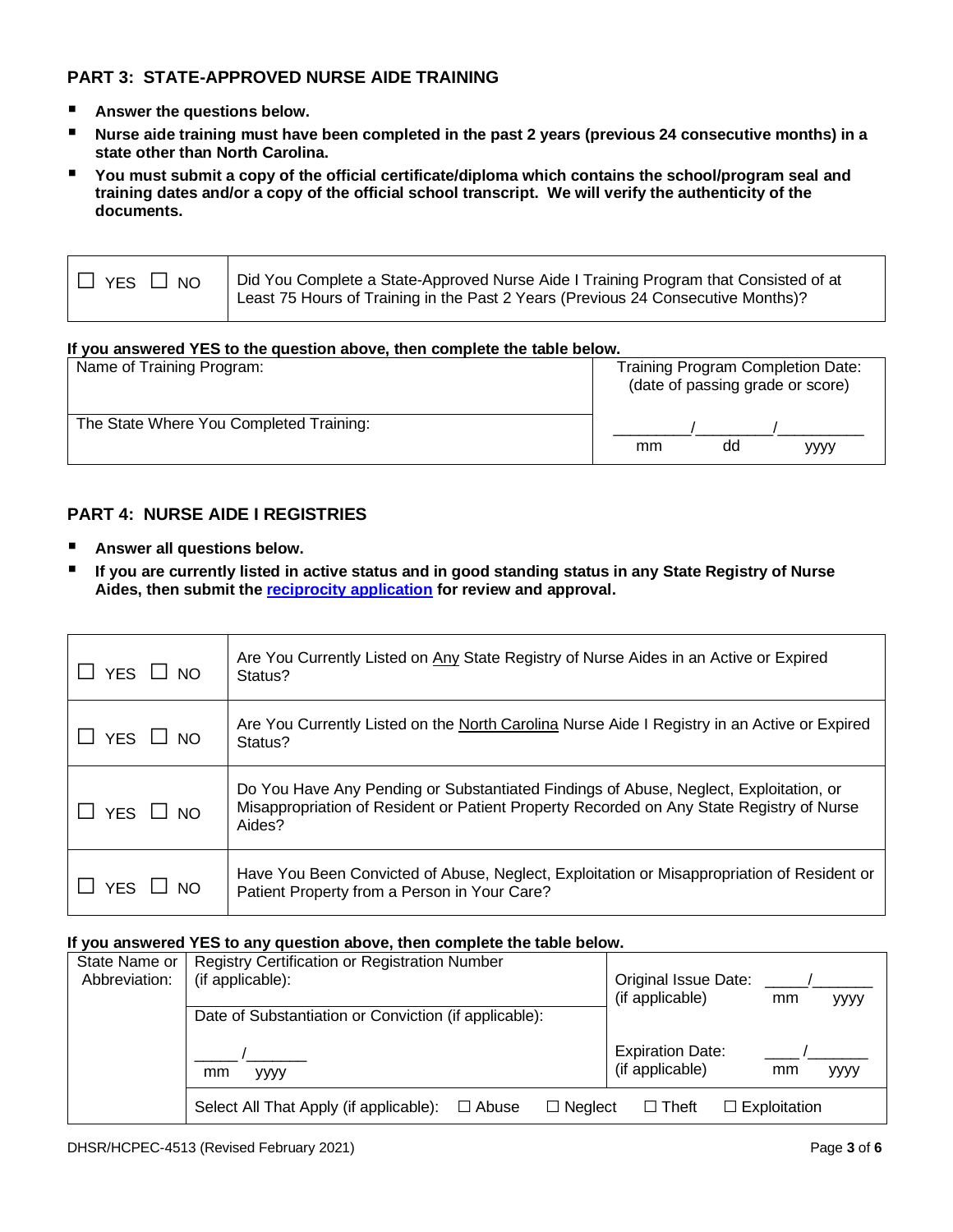## PART 3: STATE-APPROVED NURSE AIDE TRAINING

- **Answer the questions below.**
- **Nurse aide training must have been completed in the past 2 years (previous 24 consecutive months) in a state other than North Carolina.**
- **You must submit a copy of the official certificate/diploma which contains the school/program seal and training dates and/or a copy of the official school transcript. We will verify the authenticity of the documents.**

| | |
|---|---|
| ☐ YES ☐ NO | Did You Complete a State-Approved Nurse Aide I Training Program that Consisted of at Least 75 Hours of Training in the Past 2 Years (Previous 24 Consecutive Months)? |

**If you answered YES to the question above, then complete the table below.**

| | |
|---|---|
| Name of Training Program: | Training Program Completion Date: (date of passing grade or score) |
| The State Where You Completed Training: | ________/________/__________ mm dd yyyy |

## PART 4: NURSE AIDE I REGISTRIES

- **Answer all questions below.**
- **If you are currently listed in active status and in good standing status in any State Registry of Nurse Aides, then submit the reciprocity application for review and approval.**

| | |
|---|---|
| ☐ YES ☐ NO | Are You Currently Listed on Any State Registry of Nurse Aides in an Active or Expired Status? |
| ☐ YES ☐ NO | Are You Currently Listed on the North Carolina Nurse Aide I Registry in an Active or Expired Status? |
| ☐ YES ☐ NO | Do You Have Any Pending or Substantiated Findings of Abuse, Neglect, Exploitation, or Misappropriation of Resident or Patient Property Recorded on Any State Registry of Nurse Aides? |
| ☐ YES ☐ NO | Have You Been Convicted of Abuse, Neglect, Exploitation or Misappropriation of Resident or Patient Property from a Person in Your Care? |

**If you answered YES to any question above, then complete the table below.**

| State Name or Abbreviation: | Registry Certification or Registration Number (if applicable): | Original Issue Date: (if applicable) _____/_______ mm yyyy |
|---|---|---|
| | Date of Substantiation or Conviction (if applicable): _____/_______ mm yyyy | Expiration Date: (if applicable) ____/_______ mm yyyy |
| | Select All That Apply (if applicable): ☐ Abuse ☐ Neglect ☐ Theft ☐ Exploitation | |

DHSR/HCPEC-4513 (Revised February 2021)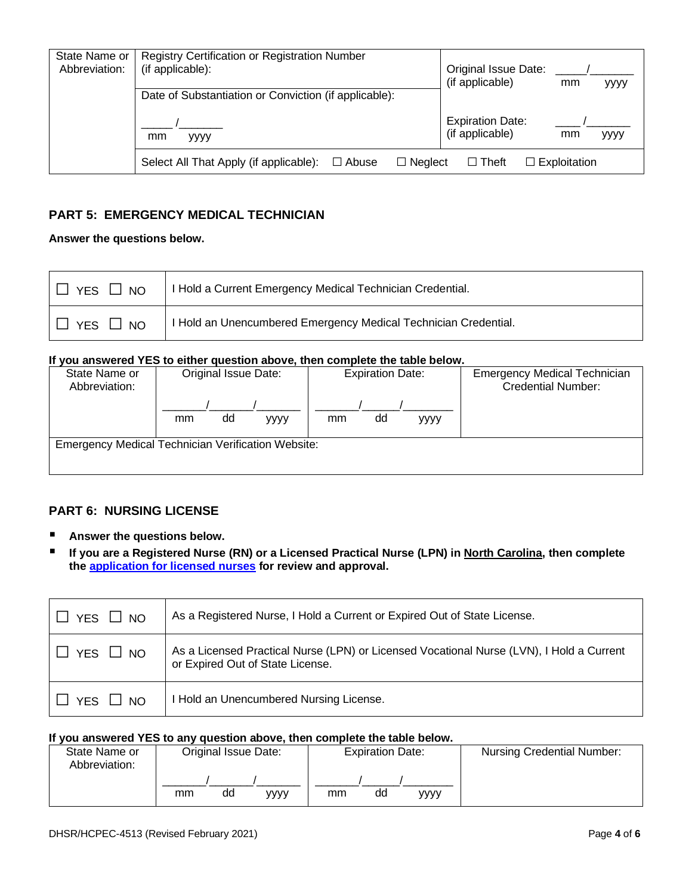| State Name or Abbreviation: | Registry Certification or Registration Number (if applicable): | Original Issue Date: (if applicable) _____/_______ mm yyyy |
|---|---|---|
| | Date of Substantiation or Conviction (if applicable): _____/_______ mm yyyy | Expiration Date: (if applicable) ____/_______ mm yyyy |
| | Select All That Apply (if applicable): ☐ Abuse ☐ Neglect ☐ Theft ☐ Exploitation | |

## PART 5: EMERGENCY MEDICAL TECHNICIAN

**Answer the questions below.**

| | |
|---|---|
| ☐ YES ☐ NO | I Hold a Current Emergency Medical Technician Credential. |
| ☐ YES ☐ NO | I Hold an Unencumbered Emergency Medical Technician Credential. |

**If you answered YES to either question above, then complete the table below.**

| State Name or Abbreviation: | Original Issue Date: _______/______/_______ mm dd yyyy | Expiration Date: _______/______/_______ mm dd yyyy | Emergency Medical Technician Credential Number: |
|---|---|---|---|
| Emergency Medical Technician Verification Website: | | | |

## PART 6: NURSING LICENSE

- **Answer the questions below.**
- **If you are a Registered Nurse (RN) or a Licensed Practical Nurse (LPN) in North Carolina, then complete the application for licensed nurses for review and approval.**

| | |
|---|---|
| ☐ YES ☐ NO | As a Registered Nurse, I Hold a Current or Expired Out of State License. |
| ☐ YES ☐ NO | As a Licensed Practical Nurse (LPN) or Licensed Vocational Nurse (LVN), I Hold a Current or Expired Out of State License. |
| ☐ YES ☐ NO | I Hold an Unencumbered Nursing License. |

**If you answered YES to any question above, then complete the table below.**

| State Name or Abbreviation: | Original Issue Date: _______/______/_______ mm dd yyyy | Expiration Date: _______/______/_______ mm dd yyyy | Nursing Credential Number: |
|---|---|---|---|

DHSR/HCPEC-4513 (Revised February 2021)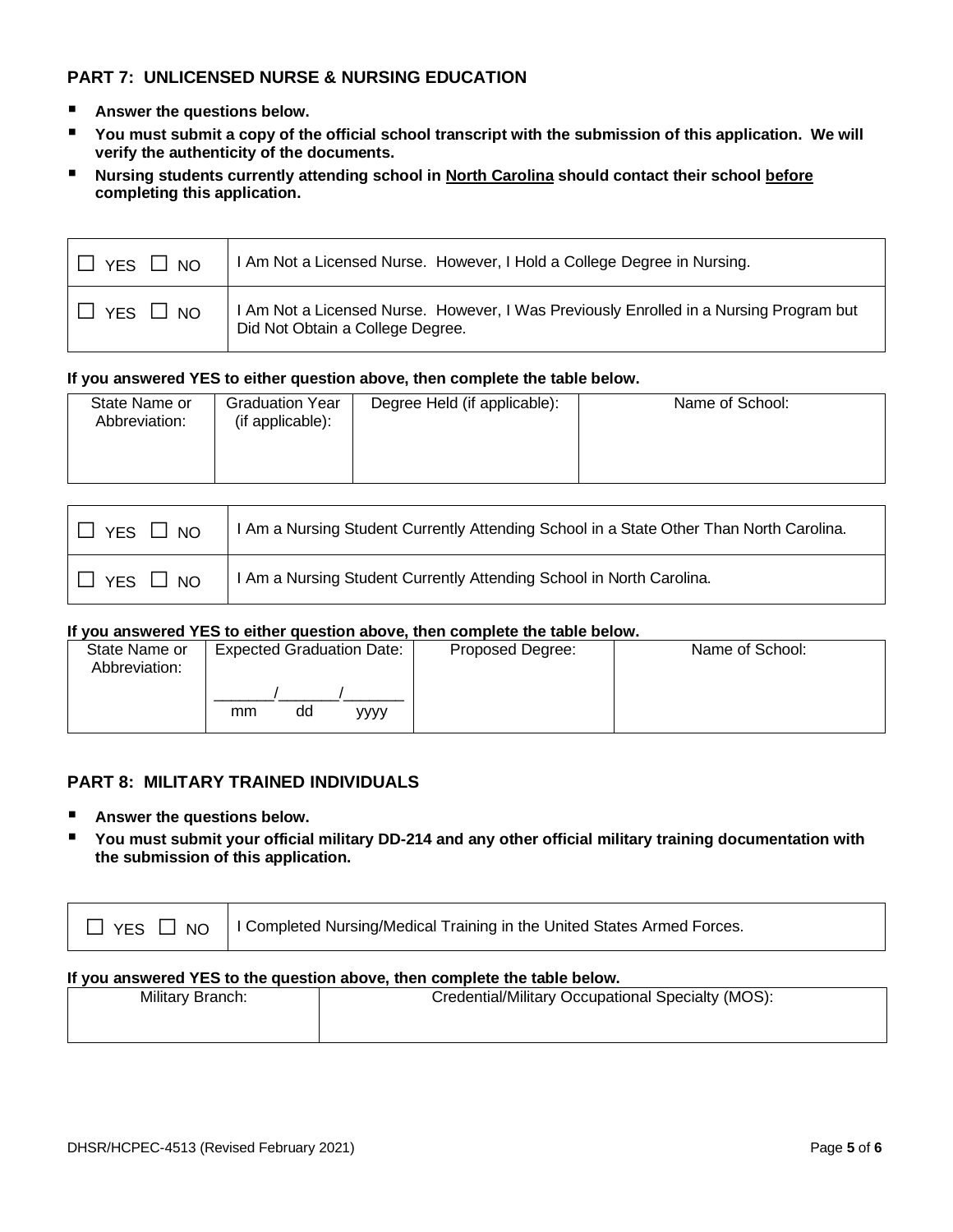## PART 7: UNLICENSED NURSE & NURSING EDUCATION

- **Answer the questions below.**
- **You must submit a copy of the official school transcript with the submission of this application. We will verify the authenticity of the documents.**
- **Nursing students currently attending school in North Carolina should contact their school before completing this application.**

| | |
|---|---|
| ☐ YES ☐ NO | I Am Not a Licensed Nurse. However, I Hold a College Degree in Nursing. |
| ☐ YES ☐ NO | I Am Not a Licensed Nurse. However, I Was Previously Enrolled in a Nursing Program but Did Not Obtain a College Degree. |

**If you answered YES to either question above, then complete the table below.**

| State Name or Abbreviation: | Graduation Year (if applicable): | Degree Held (if applicable): | Name of School: |
|---|---|---|---|
| | | | |

| | |
|---|---|
| ☐ YES ☐ NO | I Am a Nursing Student Currently Attending School in a State Other Than North Carolina. |
| ☐ YES ☐ NO | I Am a Nursing Student Currently Attending School in North Carolina. |

**If you answered YES to either question above, then complete the table below.**

| State Name or Abbreviation: | Expected Graduation Date: | Proposed Degree: | Name of School: |
|---|---|---|---|
| | _______/_______/_______ mm dd yyyy | | |

## PART 8: MILITARY TRAINED INDIVIDUALS

- **Answer the questions below.**
- **You must submit your official military DD-214 and any other official military training documentation with the submission of this application.**

| | |
|---|---|
| ☐ YES ☐ NO | I Completed Nursing/Medical Training in the United States Armed Forces. |

**If you answered YES to the question above, then complete the table below.**

| Military Branch: | Credential/Military Occupational Specialty (MOS): |
|---|---|
| | |

DHSR/HCPEC-4513 (Revised February 2021)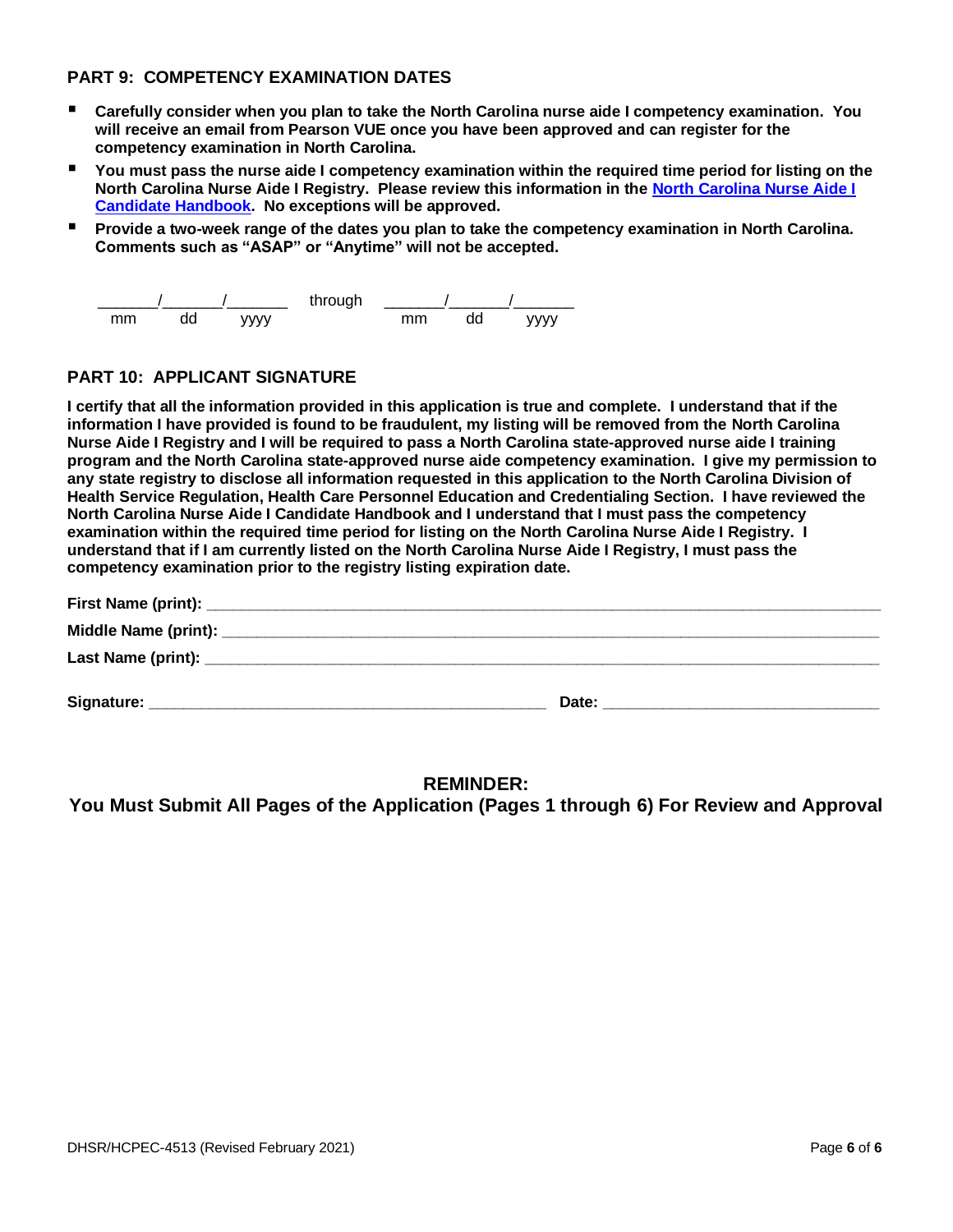## PART 9: COMPETENCY EXAMINATION DATES

- **Carefully consider when you plan to take the North Carolina nurse aide I competency examination. You will receive an email from Pearson VUE once you have been approved and can register for the competency examination in North Carolina.**
- **You must pass the nurse aide I competency examination within the required time period for listing on the North Carolina Nurse Aide I Registry. Please review this information in the North Carolina Nurse Aide I Candidate Handbook. No exceptions will be approved.**
- **Provide a two-week range of the dates you plan to take the competency examination in North Carolina. Comments such as "ASAP" or "Anytime" will not be accepted.**

_______/_______/_______ through _______/_______/_______
mm dd yyyy mm dd yyyy

## PART 10: APPLICANT SIGNATURE

**I certify that all the information provided in this application is true and complete. I understand that if the information I have provided is found to be fraudulent, my listing will be removed from the North Carolina Nurse Aide I Registry and I will be required to pass a North Carolina state-approved nurse aide I training program and the North Carolina state-approved nurse aide competency examination. I give my permission to any state registry to disclose all information requested in this application to the North Carolina Division of Health Service Regulation, Health Care Personnel Education and Credentialing Section. I have reviewed the North Carolina Nurse Aide I Candidate Handbook and I understand that I must pass the competency examination within the required time period for listing on the North Carolina Nurse Aide I Registry. I understand that if I am currently listed on the North Carolina Nurse Aide I Registry, I must pass the competency examination prior to the registry listing expiration date.**

**First Name (print):** ____________________________________________

**Middle Name (print):** ____________________________________________

**Last Name (print):** ____________________________________________

**Signature:** ______________________________ **Date:** ____________________

**REMINDER:**
**You Must Submit All Pages of the Application (Pages 1 through 6) For Review and Approval**

DHSR/HCPEC-4513 (Revised February 2021)